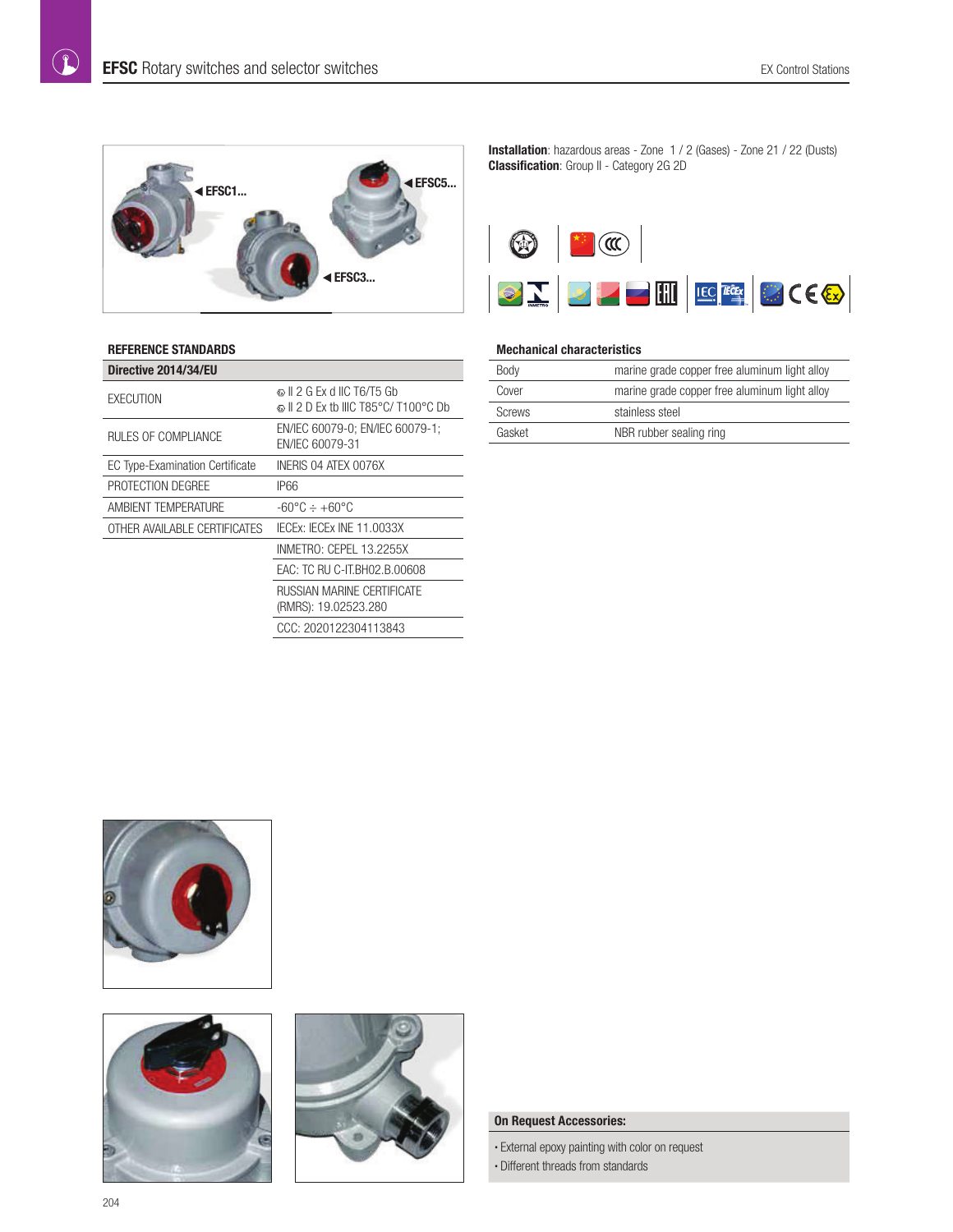# EFSC Rotary switches and selector switches

EX Control Stations

EFSC1... EFSC5... EFSC3...

**Installation**: hazardous areas - Zone 1 / 2 (Gases) - Zone 21 / 22 (Dusts)
**Classification**: Group II - Category 2G 2D

## REFERENCE STANDARDS

| Directive 2014/34/EU | |
|---|---|
| EXECUTION | Ⓔx II 2 G Ex d IIC T6/T5 Gb<br>Ⓔx II 2 D Ex tb IIIC T85°C/ T100°C Db |
| RULES OF COMPLIANCE | EN/IEC 60079-0; EN/IEC 60079-1; EN/IEC 60079-31 |
| EC Type-Examination Certificate | INERIS 04 ATEX 0076X |
| PROTECTION DEGREE | IP66 |
| AMBIENT TEMPERATURE | -60°C ÷ +60°C |
| OTHER AVAILABLE CERTIFICATES | IECEx: IECEx INE 11.0033X |
| | INMETRO: CEPEL 13.2255X |
| | EAC: TC RU C-IT.BH02.B.00608 |
| | RUSSIAN MARINE CERTIFICATE (RMRS): 19.02523.280 |
| | CCC: 2020122304113843 |

## Mechanical characteristics

| | |
|---|---|
| Body | marine grade copper free aluminum light alloy |
| Cover | marine grade copper free aluminum light alloy |
| Screws | stainless steel |
| Gasket | NBR rubber sealing ring |

**On Request Accessories:**

- External epoxy painting with color on request
- Different threads from standards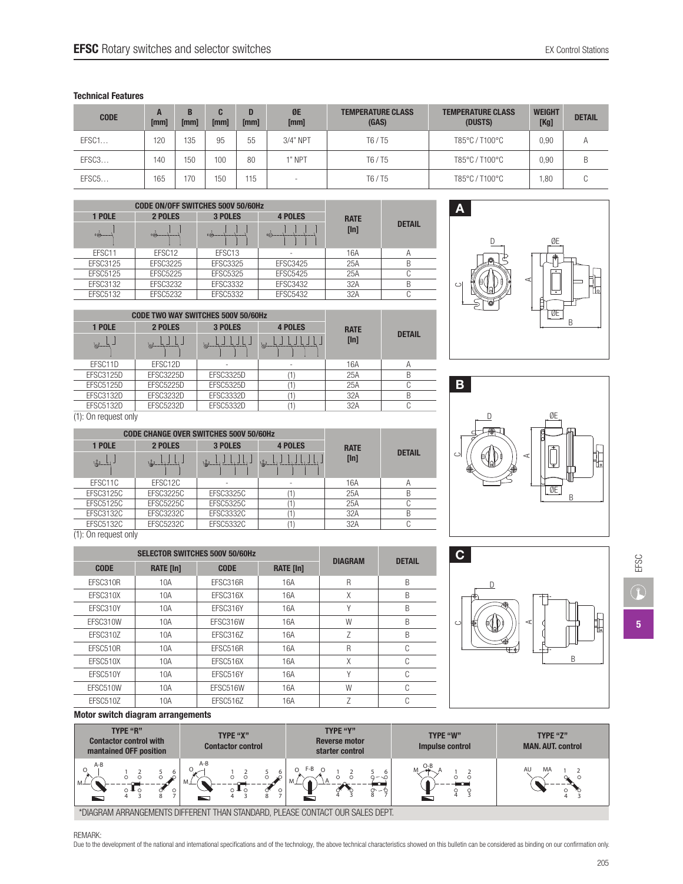# **EFSC** Rotary switches and selector switches

### Technical Features

| CODE | A [mm] | B [mm] | C [mm] | D [mm] | ØE [mm] | TEMPERATURE CLASS (GAS) | TEMPERATURE CLASS (DUSTS) | WEIGHT [Kg] | DETAIL |
|---|---|---|---|---|---|---|---|---|---|
| EFSC1… | 120 | 135 | 95 | 55 | 3/4" NPT | T6 / T5 | T85°C / T100°C | 0,90 | A |
| EFSC3… | 140 | 150 | 100 | 80 | 1" NPT | T6 / T5 | T85°C / T100°C | 0,90 | B |
| EFSC5… | 165 | 170 | 150 | 115 | - | T6 / T5 | T85°C / T100°C | 1,80 | C |

| CODE ON/OFF SWITCHES 500V 50/60Hz | | | | RATE [In] | DETAIL |
|---|---|---|---|---|---|
| 1 POLE | 2 POLES | 3 POLES | 4 POLES | | |
| EFSC11 | EFSC12 | EFSC13 | - | 16A | A |
| EFSC3125 | EFSC3225 | EFSC3325 | EFSC3425 | 25A | B |
| EFSC5125 | EFSC5225 | EFSC5325 | EFSC5425 | 25A | C |
| EFSC3132 | EFSC3232 | EFSC3332 | EFSC3432 | 32A | B |
| EFSC5132 | EFSC5232 | EFSC5332 | EFSC5432 | 32A | C |

| CODE TWO WAY SWITCHES 500V 50/60Hz | | | | RATE [In] | DETAIL |
|---|---|---|---|---|---|
| 1 POLE | 2 POLES | 3 POLES | 4 POLES | | |
| EFSC11D | EFSC12D | - | - | 16A | A |
| EFSC3125D | EFSC3225D | EFSC3325D | (1) | 25A | B |
| EFSC5125D | EFSC5225D | EFSC5325D | (1) | 25A | C |
| EFSC3132D | EFSC3232D | EFSC3332D | (1) | 32A | B |
| EFSC5132D | EFSC5232D | EFSC5332D | (1) | 32A | C |

(1): On request only

| CODE CHANGE OVER SWITCHES 500V 50/60Hz | | | | RATE [In] | DETAIL |
|---|---|---|---|---|---|
| 1 POLE | 2 POLES | 3 POLES | 4 POLES | | |
| EFSC11C | EFSC12C | - | - | 16A | A |
| EFSC3125C | EFSC3225C | EFSC3325C | (1) | 25A | B |
| EFSC5125C | EFSC5225C | EFSC5325C | (1) | 25A | C |
| EFSC3132C | EFSC3232C | EFSC3332C | (1) | 32A | B |
| EFSC5132C | EFSC5232C | EFSC5332C | (1) | 32A | C |

(1): On request only

| SELECTOR SWITCHES 500V 50/60Hz | | | | DIAGRAM | DETAIL |
|---|---|---|---|---|---|
| CODE | RATE [In] | CODE | RATE [In] | | |
| EFSC310R | 10A | EFSC316R | 16A | R | B |
| EFSC310X | 10A | EFSC316X | 16A | X | B |
| EFSC310Y | 10A | EFSC316Y | 16A | Y | B |
| EFSC310W | 10A | EFSC316W | 16A | W | B |
| EFSC310Z | 10A | EFSC316Z | 16A | Z | B |
| EFSC510R | 10A | EFSC516R | 16A | R | C |
| EFSC510X | 10A | EFSC516X | 16A | X | C |
| EFSC510Y | 10A | EFSC516Y | 16A | Y | C |
| EFSC510W | 10A | EFSC516W | 16A | W | C |
| EFSC510Z | 10A | EFSC516Z | 16A | Z | C |

A

D ØE C A B

B

D ØE C A B

C

D C A B

### Motor switch diagram arrangements

| TYPE "R" Contactor control with mantained OFF position | TYPE "X" Contactor control | TYPE "Y" Reverse motor starter control | TYPE "W" Impulse control | TYPE "Z" MAN. AUT. control |
|---|---|---|---|---|
| O A-B M 1 2 5 6 4 3 8 7 | O A-B M 1 2 5 6 4 3 8 7 | O F-B O M A 1 2 5 6 4 3 8 7 | M O-B A 1 2 4 3 | AU MA 1 2 4 3 |

*DIAGRAM ARRANGEMENTS DIFFERENT THAN STANDARD, PLEASE CONTACT OUR SALES DEPT.

REMARK:
Due to the development of the national and international specifications and of the technology, the above technical characteristics showed on this bulletin can be considered as binding on our confirmation only.